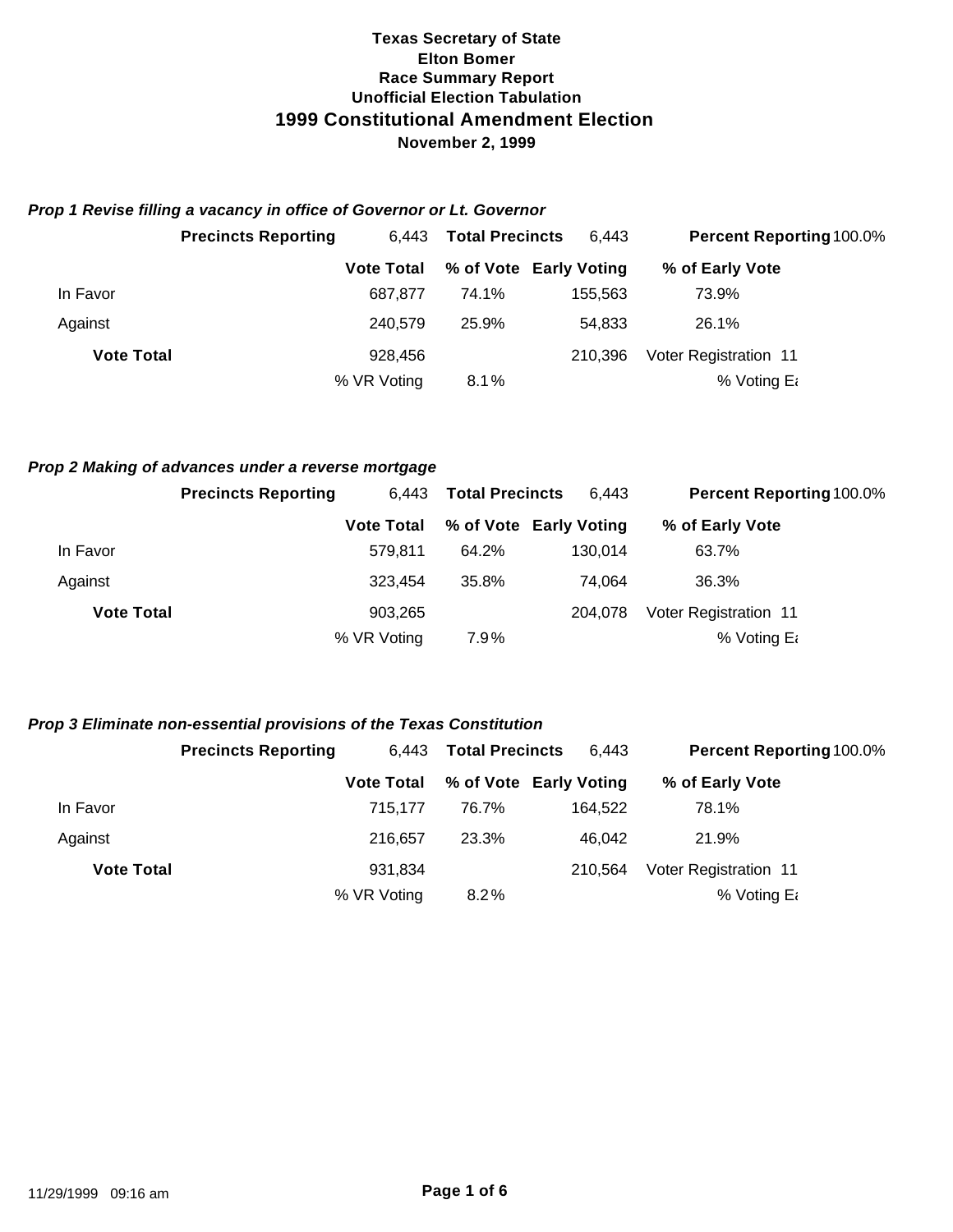**Texas Secretary of State**
**Elton Bomer**
**Race Summary Report**
**Unofficial Election Tabulation**

# 1999 Constitutional Amendment Election

**November 2, 1999**

### *Prop 1 Revise filling a vacancy in office of Governor or Lt. Governor*

| | **Precincts Reporting** | 6,443 | **Total Precincts** | 6,443 | **Percent Reporting** 100.0% |
|---|---|---|---|---|---|
| | | **Vote Total** | **% of Vote** | **Early Voting** | **% of Early Vote** |
| In Favor | | 687,877 | 74.1% | 155,563 | 73.9% |
| Against | | 240,579 | 25.9% | 54,833 | 26.1% |
| **Vote Total** | | 928,456 | | 210,396 | Voter Registration 11 |
| | | % VR Voting | 8.1% | | % Voting Ea |

### *Prop 2 Making of advances under a reverse mortgage*

| | **Precincts Reporting** | 6,443 | **Total Precincts** | 6,443 | **Percent Reporting** 100.0% |
|---|---|---|---|---|---|
| | | **Vote Total** | **% of Vote** | **Early Voting** | **% of Early Vote** |
| In Favor | | 579,811 | 64.2% | 130,014 | 63.7% |
| Against | | 323,454 | 35.8% | 74,064 | 36.3% |
| **Vote Total** | | 903,265 | | 204,078 | Voter Registration 11 |
| | | % VR Voting | 7.9% | | % Voting Ea |

### *Prop 3 Eliminate non-essential provisions of the Texas Constitution*

| | **Precincts Reporting** | 6,443 | **Total Precincts** | 6,443 | **Percent Reporting** 100.0% |
|---|---|---|---|---|---|
| | | **Vote Total** | **% of Vote** | **Early Voting** | **% of Early Vote** |
| In Favor | | 715,177 | 76.7% | 164,522 | 78.1% |
| Against | | 216,657 | 23.3% | 46,042 | 21.9% |
| **Vote Total** | | 931,834 | | 210,564 | Voter Registration 11 |
| | | % VR Voting | 8.2% | | % Voting Ea |

11/29/1999 09:16 am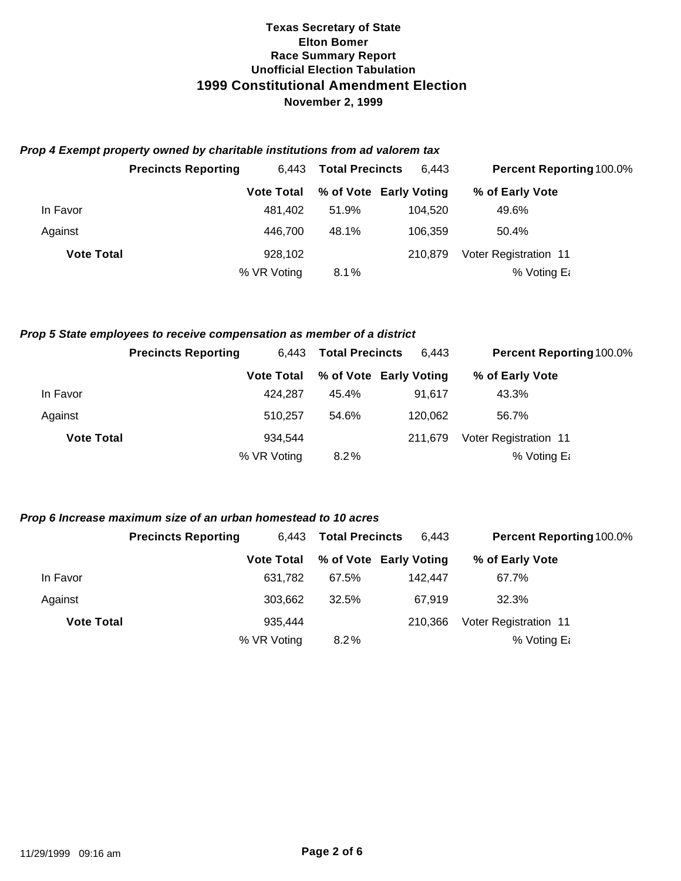**Texas Secretary of State**
**Elton Bomer**
**Race Summary Report**
**Unofficial Election Tabulation**

## 1999 Constitutional Amendment Election

**November 2, 1999**

### *Prop 4 Exempt property owned by charitable institutions from ad valorem tax*

| | | | | | |
|---|---|---|---|---|---|
| | **Precincts Reporting** 6,443 | **Total Precincts** 6,443 | | **Percent Reporting** 100.0% | |
| | **Vote Total** | **% of Vote** | **Early Voting** | **% of Early Vote** | |
| In Favor | 481,402 | 51.9% | 104,520 | 49.6% | |
| Against | 446,700 | 48.1% | 106,359 | 50.4% | |
| **Vote Total** | 928,102 | | 210,879 | Voter Registration 11 | |
| | % VR Voting | 8.1% | | % Voting Ea | |

### *Prop 5 State employees to receive compensation as member of a district*

| | | | | | |
|---|---|---|---|---|---|
| | **Precincts Reporting** 6,443 | **Total Precincts** 6,443 | | **Percent Reporting** 100.0% | |
| | **Vote Total** | **% of Vote** | **Early Voting** | **% of Early Vote** | |
| In Favor | 424,287 | 45.4% | 91,617 | 43.3% | |
| Against | 510,257 | 54.6% | 120,062 | 56.7% | |
| **Vote Total** | 934,544 | | 211,679 | Voter Registration 11 | |
| | % VR Voting | 8.2% | | % Voting Ea | |

### *Prop 6 Increase maximum size of an urban homestead to 10 acres*

| | | | | | |
|---|---|---|---|---|---|
| | **Precincts Reporting** 6,443 | **Total Precincts** 6,443 | | **Percent Reporting** 100.0% | |
| | **Vote Total** | **% of Vote** | **Early Voting** | **% of Early Vote** | |
| In Favor | 631,782 | 67.5% | 142,447 | 67.7% | |
| Against | 303,662 | 32.5% | 67,919 | 32.3% | |
| **Vote Total** | 935,444 | | 210,366 | Voter Registration 11 | |
| | % VR Voting | 8.2% | | % Voting Ea | |

11/29/1999 09:16 am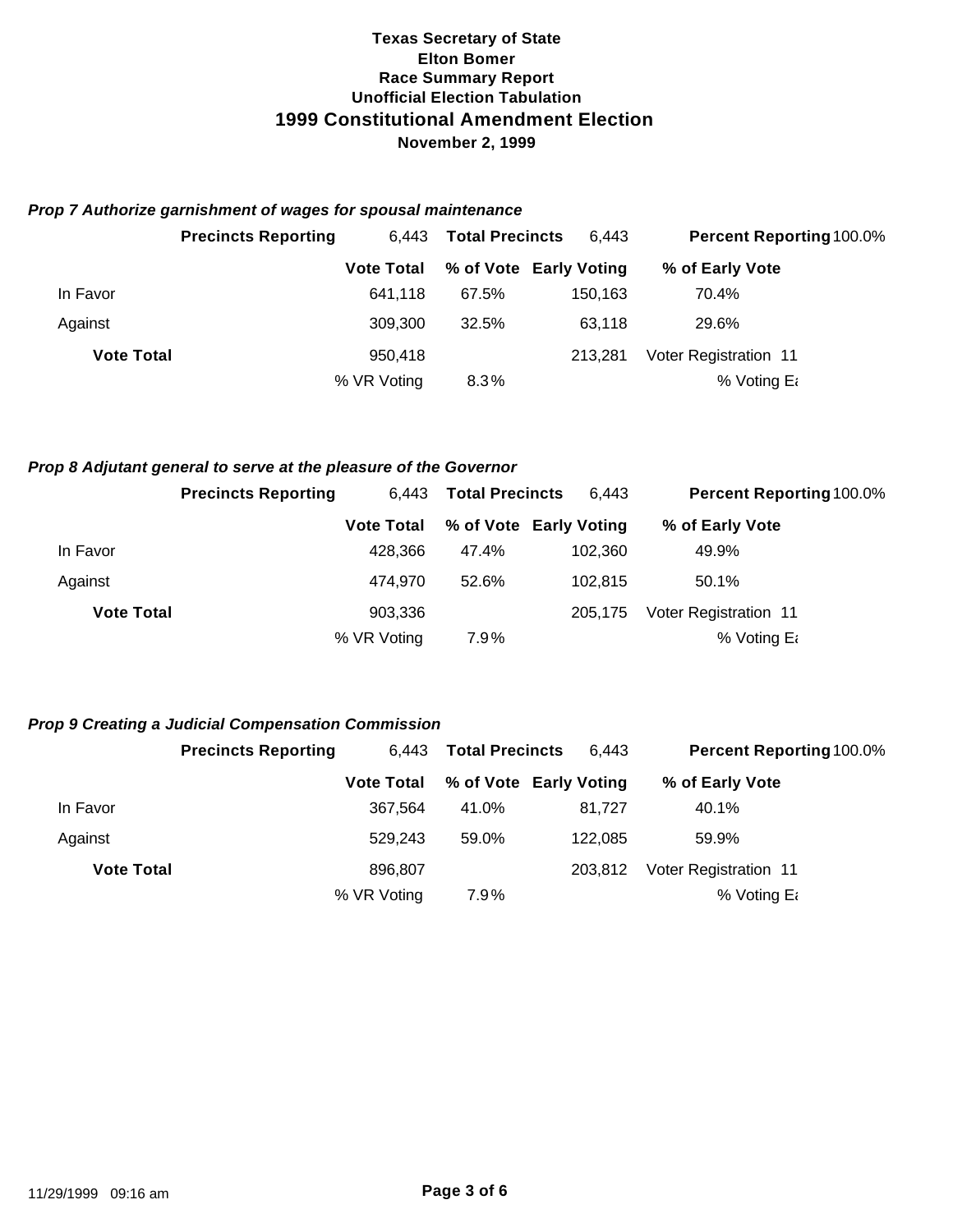**Texas Secretary of State**
**Elton Bomer**
**Race Summary Report**
**Unofficial Election Tabulation**

# 1999 Constitutional Amendment Election

**November 2, 1999**

### *Prop 7 Authorize garnishment of wages for spousal maintenance*

| | | | | | |
|---|---|---|---|---|---|
| | **Precincts Reporting** | 6,443 | **Total Precincts** | 6,443 | **Percent Reporting** 100.0% |
| | | **Vote Total** | **% of Vote** | **Early Voting** | **% of Early Vote** |
| In Favor | | 641,118 | 67.5% | 150,163 | 70.4% |
| Against | | 309,300 | 32.5% | 63,118 | 29.6% |
| **Vote Total** | | 950,418 | | 213,281 | Voter Registration 11 |
| | | % VR Voting | 8.3% | | % Voting Ea |

### *Prop 8 Adjutant general to serve at the pleasure of the Governor*

| | | | | | |
|---|---|---|---|---|---|
| | **Precincts Reporting** | 6,443 | **Total Precincts** | 6,443 | **Percent Reporting** 100.0% |
| | | **Vote Total** | **% of Vote** | **Early Voting** | **% of Early Vote** |
| In Favor | | 428,366 | 47.4% | 102,360 | 49.9% |
| Against | | 474,970 | 52.6% | 102,815 | 50.1% |
| **Vote Total** | | 903,336 | | 205,175 | Voter Registration 11 |
| | | % VR Voting | 7.9% | | % Voting Ea |

### *Prop 9 Creating a Judicial Compensation Commission*

| | | | | | |
|---|---|---|---|---|---|
| | **Precincts Reporting** | 6,443 | **Total Precincts** | 6,443 | **Percent Reporting** 100.0% |
| | | **Vote Total** | **% of Vote** | **Early Voting** | **% of Early Vote** |
| In Favor | | 367,564 | 41.0% | 81,727 | 40.1% |
| Against | | 529,243 | 59.0% | 122,085 | 59.9% |
| **Vote Total** | | 896,807 | | 203,812 | Voter Registration 11 |
| | | % VR Voting | 7.9% | | % Voting Ea |

11/29/1999 09:16 am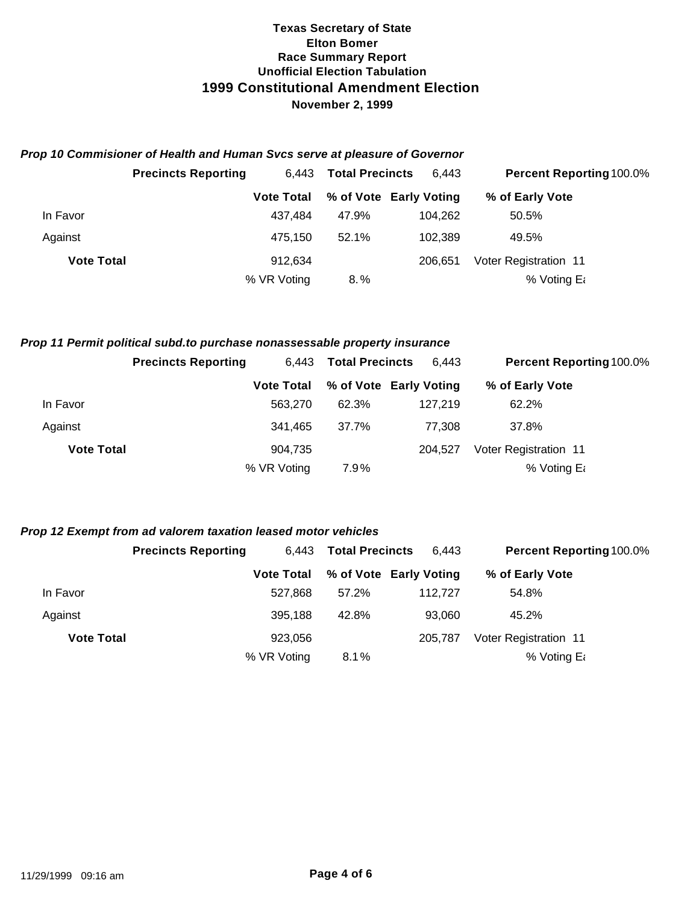**Texas Secretary of State**
**Elton Bomer**
**Race Summary Report**
**Unofficial Election Tabulation**

# 1999 Constitutional Amendment Election

**November 2, 1999**

### *Prop 10 Commisioner of Health and Human Svcs serve at pleasure of Governor*

| | **Precincts Reporting** | 6,443 | **Total Precincts** | 6,443 | **Percent Reporting** 100.0% |
|---|---|---|---|---|---|
| | | **Vote Total** | **% of Vote** | **Early Voting** | **% of Early Vote** |
| In Favor | | 437,484 | 47.9% | 104,262 | 50.5% |
| Against | | 475,150 | 52.1% | 102,389 | 49.5% |
| **Vote Total** | | 912,634 | | 206,651 | Voter Registration 11 |
| | | % VR Voting | 8. % | | % Voting E‹ |

### *Prop 11 Permit political subd.to purchase nonassessable property insurance*

| | **Precincts Reporting** | 6,443 | **Total Precincts** | 6,443 | **Percent Reporting** 100.0% |
|---|---|---|---|---|---|
| | | **Vote Total** | **% of Vote** | **Early Voting** | **% of Early Vote** |
| In Favor | | 563,270 | 62.3% | 127,219 | 62.2% |
| Against | | 341,465 | 37.7% | 77,308 | 37.8% |
| **Vote Total** | | 904,735 | | 204,527 | Voter Registration 11 |
| | | % VR Voting | 7.9% | | % Voting E‹ |

### *Prop 12 Exempt from ad valorem taxation leased motor vehicles*

| | **Precincts Reporting** | 6,443 | **Total Precincts** | 6,443 | **Percent Reporting** 100.0% |
|---|---|---|---|---|---|
| | | **Vote Total** | **% of Vote** | **Early Voting** | **% of Early Vote** |
| In Favor | | 527,868 | 57.2% | 112,727 | 54.8% |
| Against | | 395,188 | 42.8% | 93,060 | 45.2% |
| **Vote Total** | | 923,056 | | 205,787 | Voter Registration 11 |
| | | % VR Voting | 8.1% | | % Voting E‹ |

11/29/1999 09:16 am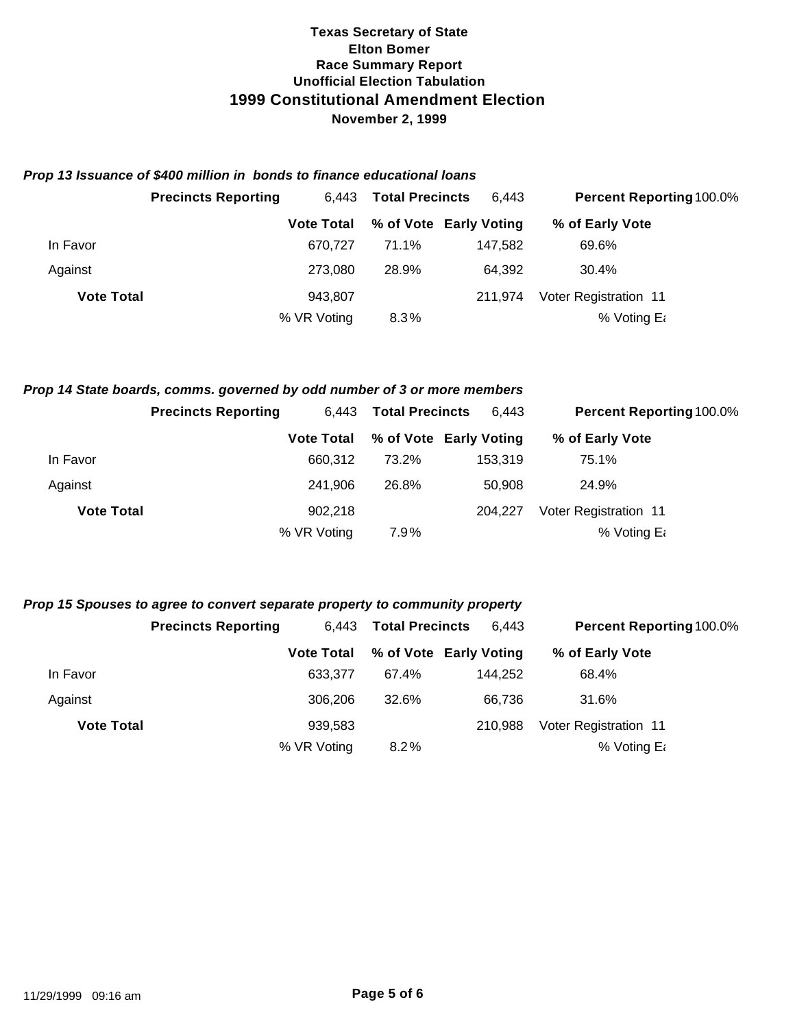**Texas Secretary of State**
**Elton Bomer**
**Race Summary Report**
**Unofficial Election Tabulation**

# 1999 Constitutional Amendment Election

**November 2, 1999**

***Prop 13 Issuance of $400 million in bonds to finance educational loans***

| | | | | | |
|---|---|---|---|---|---|
| | **Precincts Reporting** | 6,443 | **Total Precincts** | 6,443 | **Percent Reporting** 100.0% |
| | | **Vote Total** | **% of Vote** | **Early Voting** | **% of Early Vote** |
| In Favor | | 670,727 | 71.1% | 147,582 | 69.6% |
| Against | | 273,080 | 28.9% | 64,392 | 30.4% |
| **Vote Total** | | 943,807 | | 211,974 | Voter Registration 11 |
| | | % VR Voting | 8.3% | | % Voting Ea |

***Prop 14 State boards, comms. governed by odd number of 3 or more members***

| | | | | | |
|---|---|---|---|---|---|
| | **Precincts Reporting** | 6,443 | **Total Precincts** | 6,443 | **Percent Reporting** 100.0% |
| | | **Vote Total** | **% of Vote** | **Early Voting** | **% of Early Vote** |
| In Favor | | 660,312 | 73.2% | 153,319 | 75.1% |
| Against | | 241,906 | 26.8% | 50,908 | 24.9% |
| **Vote Total** | | 902,218 | | 204,227 | Voter Registration 11 |
| | | % VR Voting | 7.9% | | % Voting Ea |

***Prop 15 Spouses to agree to convert separate property to community property***

| | | | | | |
|---|---|---|---|---|---|
| | **Precincts Reporting** | 6,443 | **Total Precincts** | 6,443 | **Percent Reporting** 100.0% |
| | | **Vote Total** | **% of Vote** | **Early Voting** | **% of Early Vote** |
| In Favor | | 633,377 | 67.4% | 144,252 | 68.4% |
| Against | | 306,206 | 32.6% | 66,736 | 31.6% |
| **Vote Total** | | 939,583 | | 210,988 | Voter Registration 11 |
| | | % VR Voting | 8.2% | | % Voting Ea |

11/29/1999 09:16 am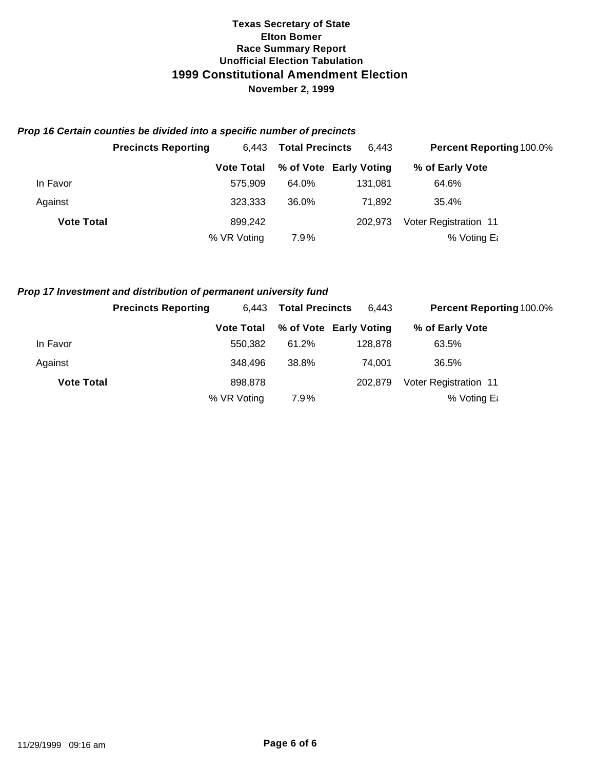**Texas Secretary of State**
**Elton Bomer**
**Race Summary Report**
**Unofficial Election Tabulation**

## 1999 Constitutional Amendment Election

**November 2, 1999**

### *Prop 16 Certain counties be divided into a specific number of precincts*

| | | | | |
|---|---|---|---|---|
| **Precincts Reporting** | 6,443 | **Total Precincts** | 6,443 | **Percent Reporting** 100.0% |
| | **Vote Total** | **% of Vote** | **Early Voting** | **% of Early Vote** |
| In Favor | 575,909 | 64.0% | 131,081 | 64.6% |
| Against | 323,333 | 36.0% | 71,892 | 35.4% |
| **Vote Total** | 899,242 | | 202,973 | Voter Registration 11 |
| | % VR Voting | 7.9% | | % Voting Ea |

### *Prop 17 Investment and distribution of permanent university fund*

| | | | | |
|---|---|---|---|---|
| **Precincts Reporting** | 6,443 | **Total Precincts** | 6,443 | **Percent Reporting** 100.0% |
| | **Vote Total** | **% of Vote** | **Early Voting** | **% of Early Vote** |
| In Favor | 550,382 | 61.2% | 128,878 | 63.5% |
| Against | 348,496 | 38.8% | 74,001 | 36.5% |
| **Vote Total** | 898,878 | | 202,879 | Voter Registration 11 |
| | % VR Voting | 7.9% | | % Voting Ea |

11/29/1999 09:16 am